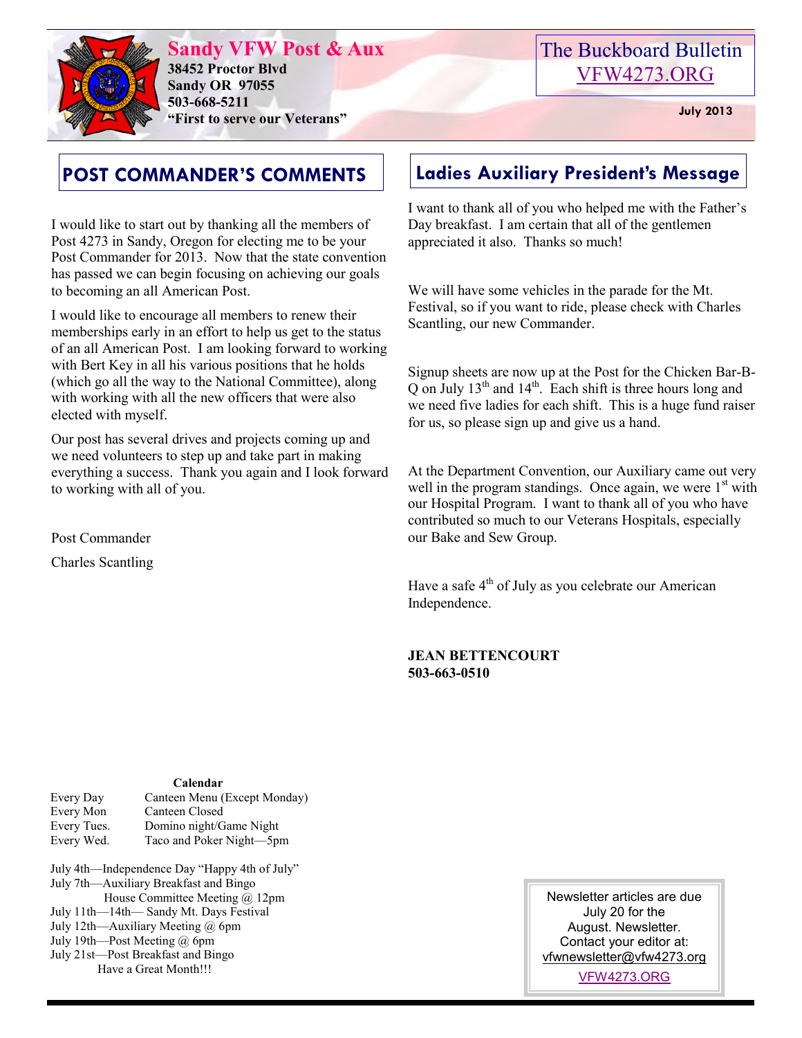# Sandy VFW Post & Aux

**38452 Proctor Blvd**
**Sandy OR 97055**
**503-668-5211**
**"First to serve our Veterans"**

The Buckboard Bulletin
VFW4273.ORG

**July 2013**

## POST COMMANDER'S COMMENTS

I would like to start out by thanking all the members of Post 4273 in Sandy, Oregon for electing me to be your Post Commander for 2013. Now that the state convention has passed we can begin focusing on achieving our goals to becoming an all American Post.

I would like to encourage all members to renew their memberships early in an effort to help us get to the status of an all American Post. I am looking forward to working with Bert Key in all his various positions that he holds (which go all the way to the National Committee), along with working with all the new officers that were also elected with myself.

Our post has several drives and projects coming up and we need volunteers to step up and take part in making everything a success. Thank you again and I look forward to working with all of you.

Post Commander

Charles Scantling

## Ladies Auxiliary President's Message

I want to thank all of you who helped me with the Father's Day breakfast. I am certain that all of the gentlemen appreciated it also. Thanks so much!

We will have some vehicles in the parade for the Mt. Festival, so if you want to ride, please check with Charles Scantling, our new Commander.

Signup sheets are now up at the Post for the Chicken Bar-B-Q on July 13th and 14th. Each shift is three hours long and we need five ladies for each shift. This is a huge fund raiser for us, so please sign up and give us a hand.

At the Department Convention, our Auxiliary came out very well in the program standings. Once again, we were 1st with our Hospital Program. I want to thank all of you who have contributed so much to our Veterans Hospitals, especially our Bake and Sew Group.

Have a safe 4th of July as you celebrate our American Independence.

**JEAN BETTENCOURT**
**503-663-0510**

**Calendar**

| | |
|---|---|
| Every Day | Canteen Menu (Except Monday) |
| Every Mon | Canteen Closed |
| Every Tues. | Domino night/Game Night |
| Every Wed. | Taco and Poker Night—5pm |

July 4th—Independence Day "Happy 4th of July"
July 7th—Auxiliary Breakfast and Bingo
House Committee Meeting @ 12pm
July 11th—14th— Sandy Mt. Days Festival
July 12th—Auxiliary Meeting @ 6pm
July 19th—Post Meeting @ 6pm
July 21st—Post Breakfast and Bingo
Have a Great Month!!!

Newsletter articles are due July 20 for the August. Newsletter.
Contact your editor at:
vfwnewsletter@vfw4273.org
VFW4273.ORG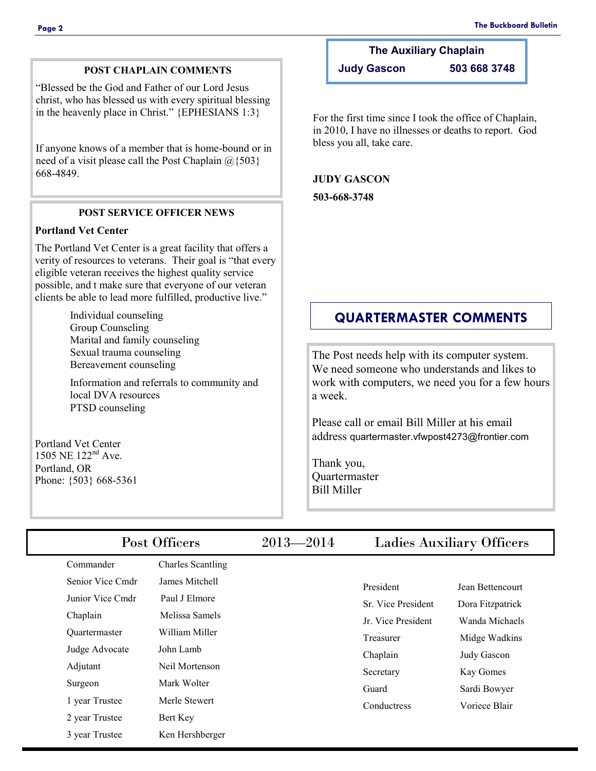## POST CHAPLAIN COMMENTS

"Blessed be the God and Father of our Lord Jesus christ, who has blessed us with every spiritual blessing in the heavenly place in Christ." {EPHESIANS 1:3}

If anyone knows of a member that is home-bound or in need of a visit please call the Post Chaplain @{503} 668-4849.

## POST SERVICE OFFICER NEWS

**Portland Vet Center**

The Portland Vet Center is a great facility that offers a verity of resources to veterans. Their goal is "that every eligible veteran receives the highest quality service possible, and t make sure that everyone of our veteran clients be able to lead more fulfilled, productive live."

- Individual counseling
- Group Counseling
- Marital and family counseling
- Sexual trauma counseling
- Bereavement counseling
- Information and referrals to community and local DVA resources
- PTSD counseling

Portland Vet Center
1505 NE 122nd Ave.
Portland, OR
Phone: {503} 668-5361

**The Auxiliary Chaplain**

**Judy Gascon 503 668 3748**

For the first time since I took the office of Chaplain, in 2010, I have no illnesses or deaths to report. God bless you all, take care.

**JUDY GASCON**

**503-668-3748**

## QUARTERMASTER COMMENTS

The Post needs help with its computer system. We need someone who understands and likes to work with computers, we need you for a few hours a week.

Please call or email Bill Miller at his email address quartermaster.vfwpost4273@frontier.com

Thank you,
Quartermaster
Bill Miller

## Post Officers 2013—2014 Ladies Auxiliary Officers

| Post Officers | |
|---|---|
| Commander | Charles Scantling |
| Senior Vice Cmdr | James Mitchell |
| Junior Vice Cmdr | Paul J Elmore |
| Chaplain | Melissa Samels |
| Quartermaster | William Miller |
| Judge Advocate | John Lamb |
| Adjutant | Neil Mortenson |
| Surgeon | Mark Wolter |
| 1 year Trustee | Merle Stewert |
| 2 year Trustee | Bert Key |
| 3 year Trustee | Ken Hershberger |

| Ladies Auxiliary Officers | |
|---|---|
| President | Jean Bettencourt |
| Sr. Vice President | Dora Fitzpatrick |
| Jr. Vice President | Wanda Michaels |
| Treasurer | Midge Wadkins |
| Chaplain | Judy Gascon |
| Secretary | Kay Gomes |
| Guard | Sardi Bowyer |
| Conductress | Voriece Blair |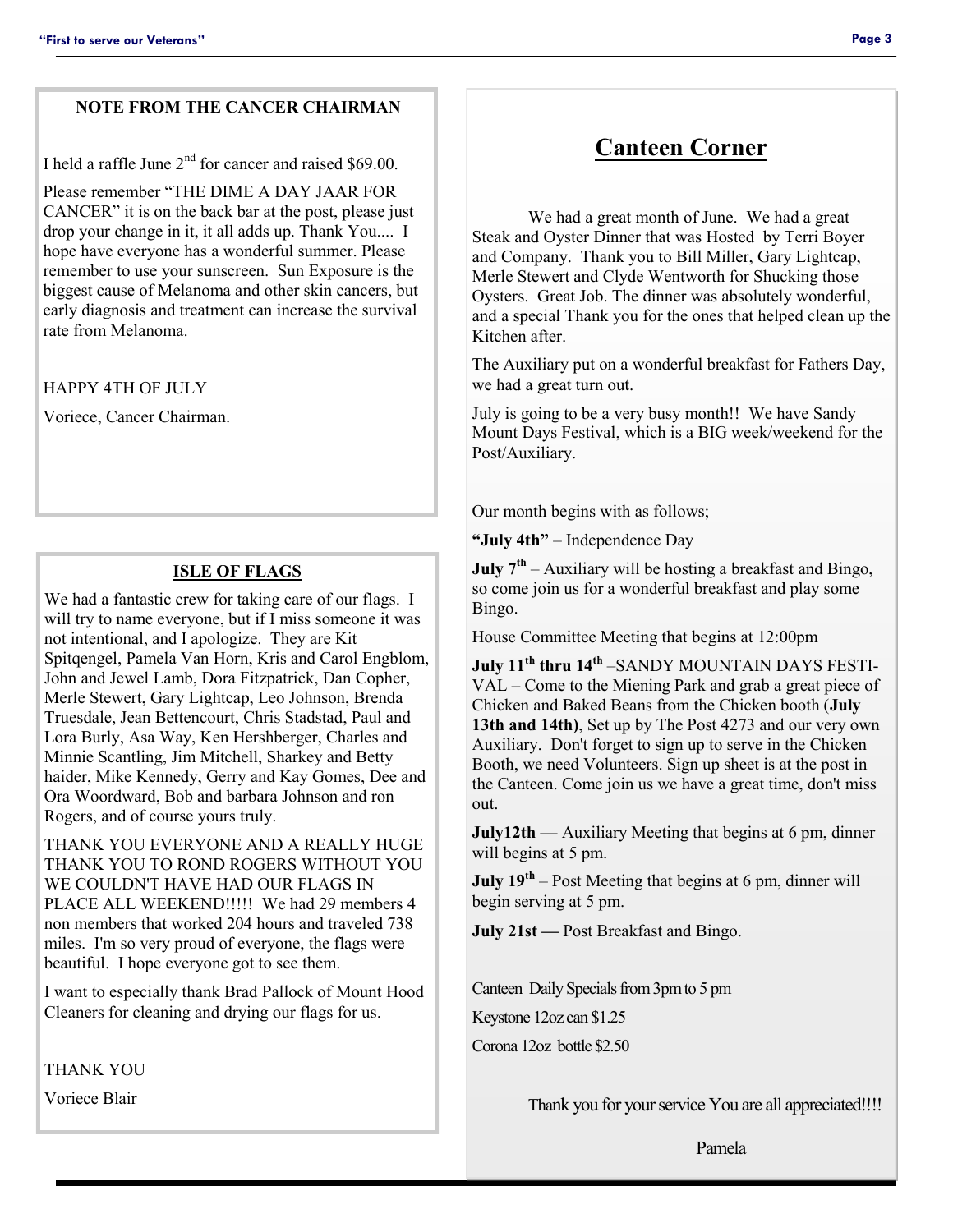## NOTE FROM THE CANCER CHAIRMAN

I held a raffle June 2nd for cancer and raised $69.00.

Please remember "THE DIME A DAY JAAR FOR CANCER" it is on the back bar at the post, please just drop your change in it, it all adds up. Thank You.... I hope have everyone has a wonderful summer. Please remember to use your sunscreen. Sun Exposure is the biggest cause of Melanoma and other skin cancers, but early diagnosis and treatment can increase the survival rate from Melanoma.

HAPPY 4TH OF JULY

Voriece, Cancer Chairman.

## ISLE OF FLAGS

We had a fantastic crew for taking care of our flags. I will try to name everyone, but if I miss someone it was not intentional, and I apologize. They are Kit Spitqengel, Pamela Van Horn, Kris and Carol Engblom, John and Jewel Lamb, Dora Fitzpatrick, Dan Copher, Merle Stewert, Gary Lightcap, Leo Johnson, Brenda Truesdale, Jean Bettencourt, Chris Stadstad, Paul and Lora Burly, Asa Way, Ken Hershberger, Charles and Minnie Scantling, Jim Mitchell, Sharkey and Betty haider, Mike Kennedy, Gerry and Kay Gomes, Dee and Ora Woordward, Bob and barbara Johnson and ron Rogers, and of course yours truly.

THANK YOU EVERYONE AND A REALLY HUGE THANK YOU TO ROND ROGERS WITHOUT YOU WE COULDN'T HAVE HAD OUR FLAGS IN PLACE ALL WEEKEND!!!!! We had 29 members 4 non members that worked 204 hours and traveled 738 miles. I'm so very proud of everyone, the flags were beautiful. I hope everyone got to see them.

I want to especially thank Brad Pallock of Mount Hood Cleaners for cleaning and drying our flags for us.

THANK YOU

Voriece Blair

## Canteen Corner

We had a great month of June. We had a great Steak and Oyster Dinner that was Hosted by Terri Boyer and Company. Thank you to Bill Miller, Gary Lightcap, Merle Stewert and Clyde Wentworth for Shucking those Oysters. Great Job. The dinner was absolutely wonderful, and a special Thank you for the ones that helped clean up the Kitchen after.

The Auxiliary put on a wonderful breakfast for Fathers Day, we had a great turn out.

July is going to be a very busy month!! We have Sandy Mount Days Festival, which is a BIG week/weekend for the Post/Auxiliary.

Our month begins with as follows;

**"July 4th"** – Independence Day

**July 7th** – Auxiliary will be hosting a breakfast and Bingo, so come join us for a wonderful breakfast and play some Bingo.

House Committee Meeting that begins at 12:00pm

**July 11th thru 14th** –SANDY MOUNTAIN DAYS FESTIVAL – Come to the Miening Park and grab a great piece of Chicken and Baked Beans from the Chicken booth (**July 13th and 14th)**, Set up by The Post 4273 and our very own Auxiliary. Don't forget to sign up to serve in the Chicken Booth, we need Volunteers. Sign up sheet is at the post in the Canteen. Come join us we have a great time, don't miss out.

**July12th —** Auxiliary Meeting that begins at 6 pm, dinner will begins at 5 pm.

**July 19th** – Post Meeting that begins at 6 pm, dinner will begin serving at 5 pm.

**July 21st —** Post Breakfast and Bingo.

Canteen Daily Specials from 3pm to 5 pm

Keystone 12oz can $1.25

Corona 12oz bottle $2.50

Thank you for your service You are all appreciated!!!!

Pamela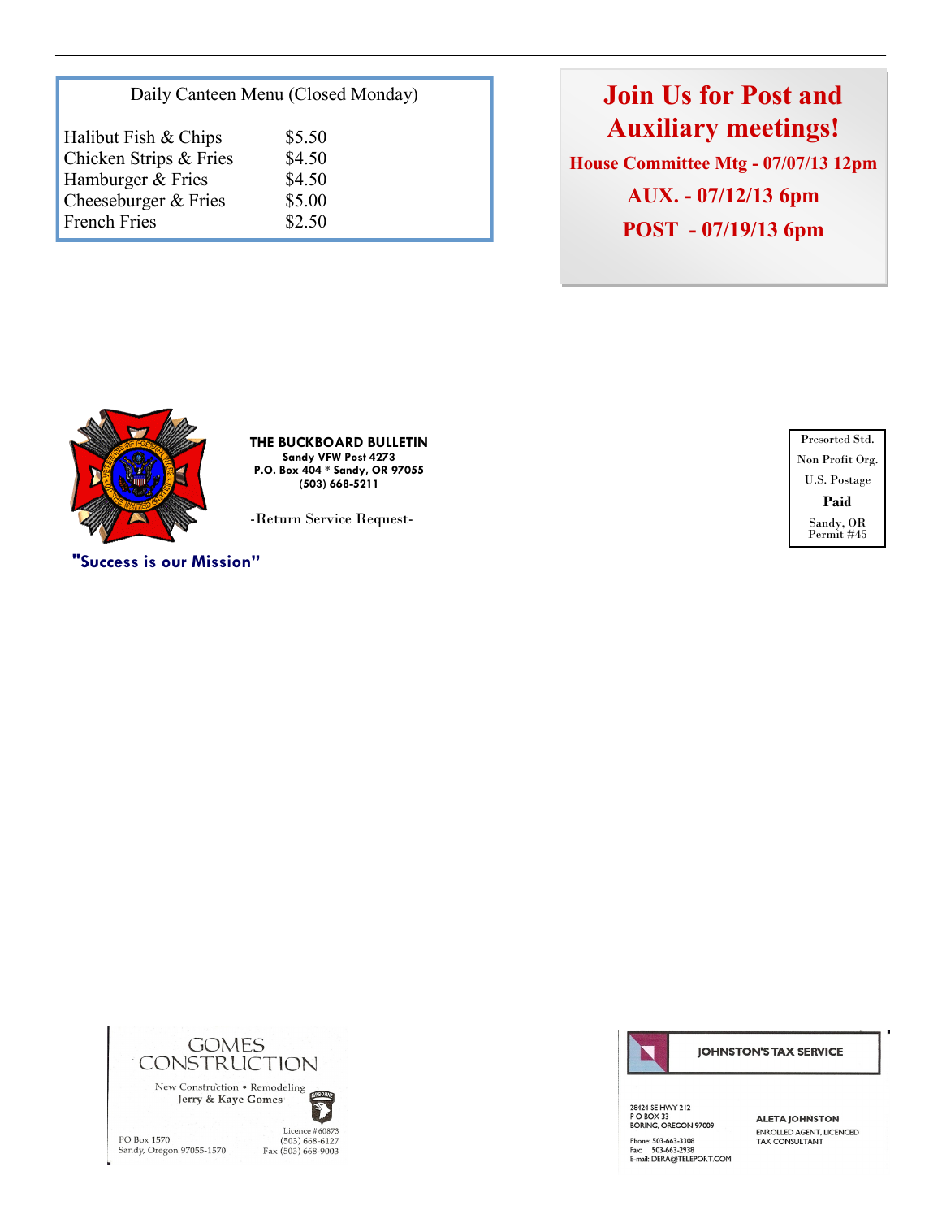Daily Canteen Menu (Closed Monday)

| | |
|---|---|
| Halibut Fish & Chips | $5.50 |
| Chicken Strips & Fries | $4.50 |
| Hamburger & Fries | $4.50 |
| Cheeseburger & Fries | $5.00 |
| French Fries | $2.50 |

## Join Us for Post and Auxiliary meetings!

**House Committee Mtg - 07/07/13 12pm**

**AUX. - 07/12/13 6pm**

**POST - 07/19/13 6pm**

**THE BUCKBOARD BULLETIN**
**Sandy VFW Post 4273**
**P.O. Box 404 * Sandy, OR 97055**
**(503) 668-5211**

-Return Service Request-

**"Success is our Mission"**

Presorted Std.
Non Profit Org.
U.S. Postage
**Paid**
Sandy, OR
Permit #45

GOMES CONSTRUCTION
New Construction • Remodeling
Jerry & Kaye Gomes
PO Box 1570
Sandy, Oregon 97055-1570
Licence # 60873
(503) 668-6127
Fax (503) 668-9003

JOHNSTON'S TAX SERVICE
28424 SE HWY 212
P O BOX 33
BORING, OREGON 97009
Phone: 503-663-3308
Fax: 503-663-2938
E-mail: DERA@TELEPORT.COM
ALETA JOHNSTON
ENROLLED AGENT, LICENCED TAX CONSULTANT